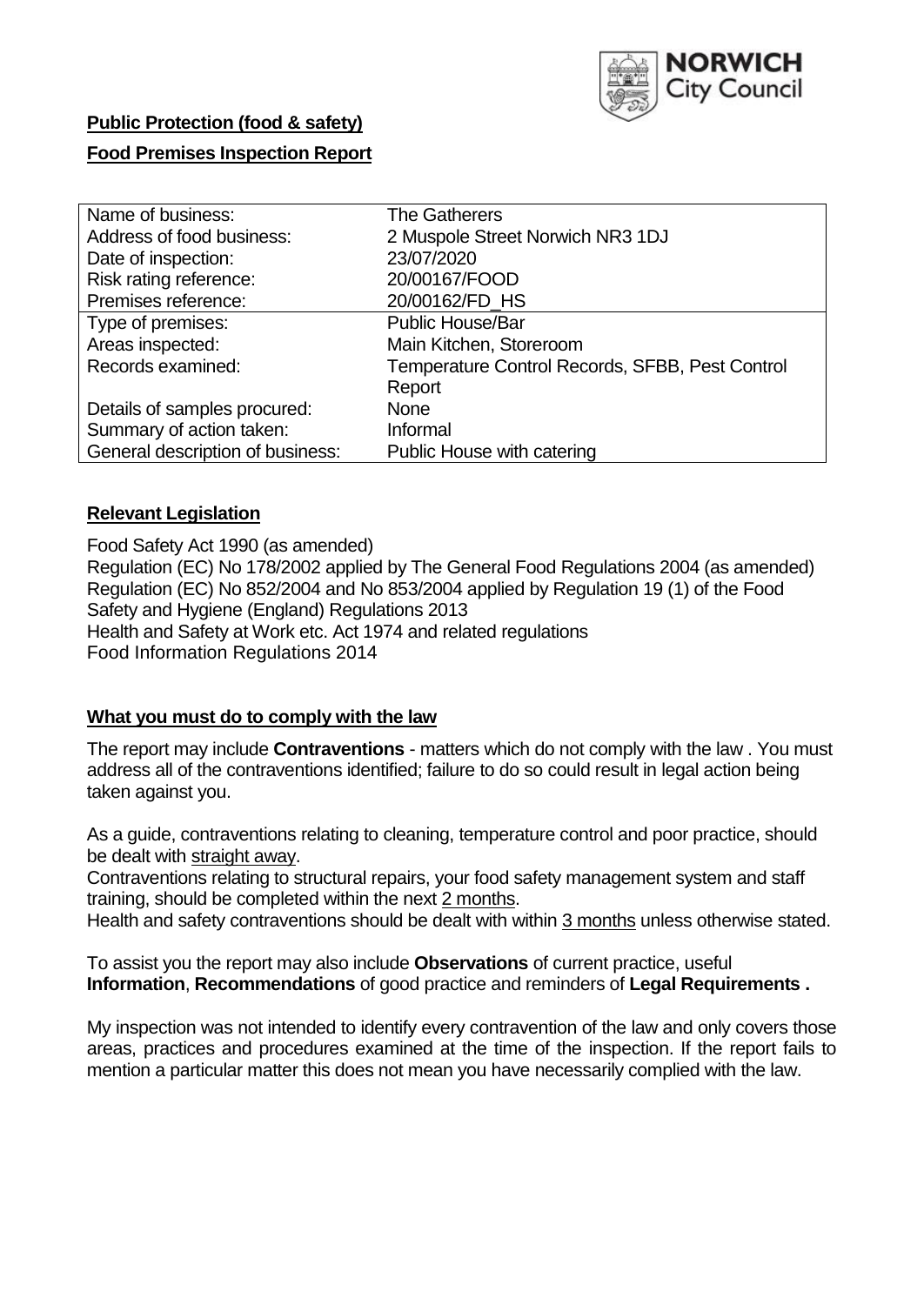**Public Protection (food & safety)**

**Food Premises Inspection Report**

| Name of business: | The Gatherers |
|---|---|
| Address of food business: | 2 Muspole Street Norwich NR3 1DJ |
| Date of inspection: | 23/07/2020 |
| Risk rating reference: | 20/00167/FOOD |
| Premises reference: | 20/00162/FD_HS |
| Type of premises: | Public House/Bar |
| Areas inspected: | Main Kitchen, Storeroom |
| Records examined: | Temperature Control Records, SFBB, Pest Control Report |
| Details of samples procured: | None |
| Summary of action taken: | Informal |
| General description of business: | Public House with catering |

## Relevant Legislation

Food Safety Act 1990 (as amended)
Regulation (EC) No 178/2002 applied by The General Food Regulations 2004 (as amended)
Regulation (EC) No 852/2004 and No 853/2004 applied by Regulation 19 (1) of the Food Safety and Hygiene (England) Regulations 2013
Health and Safety at Work etc. Act 1974 and related regulations
Food Information Regulations 2014

## What you must do to comply with the law

The report may include **Contraventions** - matters which do not comply with the law . You must address all of the contraventions identified; failure to do so could result in legal action being taken against you.

As a guide, contraventions relating to cleaning, temperature control and poor practice, should be dealt with straight away.
Contraventions relating to structural repairs, your food safety management system and staff training, should be completed within the next 2 months.
Health and safety contraventions should be dealt with within 3 months unless otherwise stated.

To assist you the report may also include **Observations** of current practice, useful **Information**, **Recommendations** of good practice and reminders of **Legal Requirements .**

My inspection was not intended to identify every contravention of the law and only covers those areas, practices and procedures examined at the time of the inspection. If the report fails to mention a particular matter this does not mean you have necessarily complied with the law.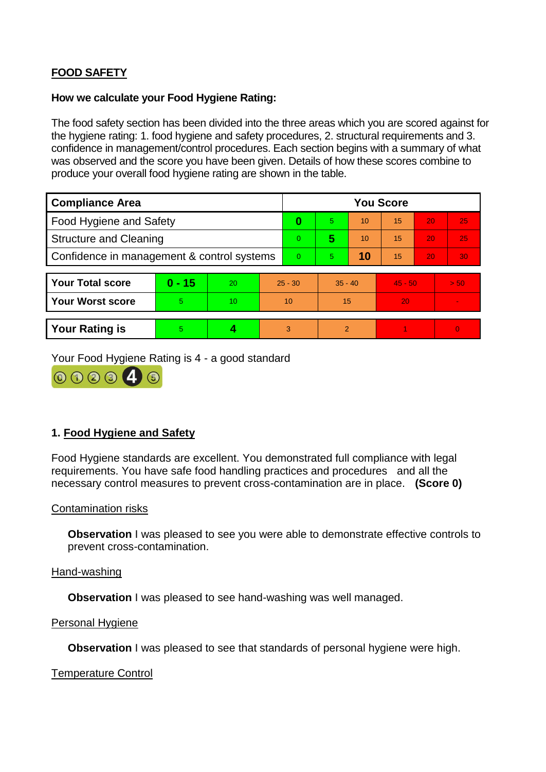## FOOD SAFETY

**How we calculate your Food Hygiene Rating:**

The food safety section has been divided into the three areas which you are scored against for the hygiene rating: 1. food hygiene and safety procedures, 2. structural requirements and 3. confidence in management/control procedures. Each section begins with a summary of what was observed and the score you have been given. Details of how these scores combine to produce your overall food hygiene rating are shown in the table.

| Compliance Area | You Score | | | | | |
|---|---|---|---|---|---|---|
| Food Hygiene and Safety | **0** | 5 | 10 | 15 | 20 | 25 |
| Structure and Cleaning | 0 | **5** | 10 | 15 | 20 | 25 |
| Confidence in management & control systems | 0 | 5 | **10** | 15 | 20 | 30 |

| | | | | | | |
|---|---|---|---|---|---|---|
| **Your Total score** | **0 - 15** | 20 | 25 - 30 | 35 - 40 | 45 - 50 | > 50 |
| **Your Worst score** | 5 | 10 | 10 | 15 | 20 | - |

| | | | | | | |
|---|---|---|---|---|---|---|
| **Your Rating is** | 5 | **4** | 3 | 2 | 1 | 0 |

Your Food Hygiene Rating is 4 - a good standard

### 1. Food Hygiene and Safety

Food Hygiene standards are excellent. You demonstrated full compliance with legal requirements. You have safe food handling practices and procedures and all the necessary control measures to prevent cross-contamination are in place. **(Score 0)**

Contamination risks

**Observation** I was pleased to see you were able to demonstrate effective controls to prevent cross-contamination.

Hand-washing

**Observation** I was pleased to see hand-washing was well managed.

Personal Hygiene

**Observation** I was pleased to see that standards of personal hygiene were high.

Temperature Control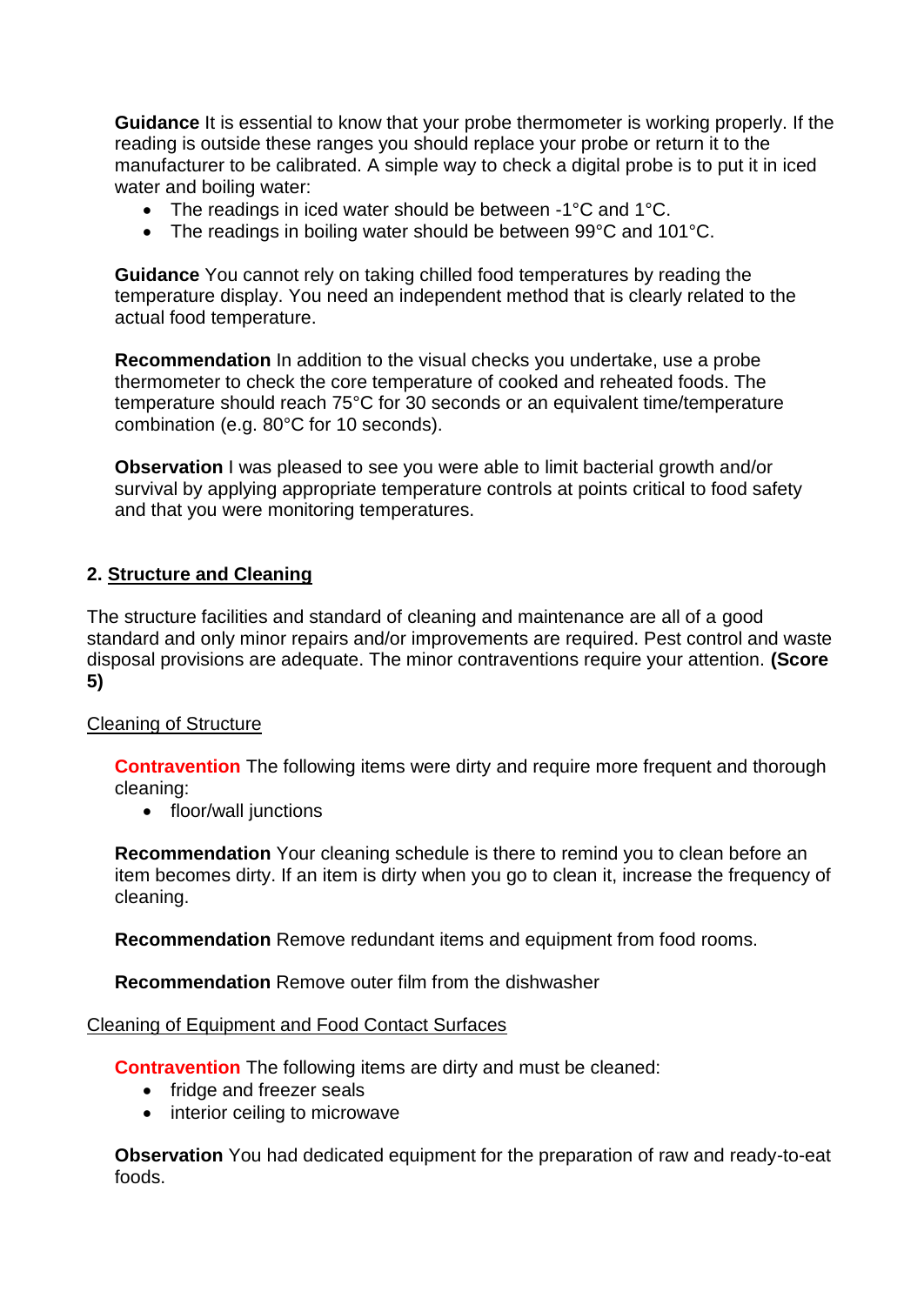**Guidance** It is essential to know that your probe thermometer is working properly. If the reading is outside these ranges you should replace your probe or return it to the manufacturer to be calibrated. A simple way to check a digital probe is to put it in iced water and boiling water:

- The readings in iced water should be between -1°C and 1°C.
- The readings in boiling water should be between 99°C and 101°C.

**Guidance** You cannot rely on taking chilled food temperatures by reading the temperature display. You need an independent method that is clearly related to the actual food temperature.

**Recommendation** In addition to the visual checks you undertake, use a probe thermometer to check the core temperature of cooked and reheated foods. The temperature should reach 75°C for 30 seconds or an equivalent time/temperature combination (e.g. 80°C for 10 seconds).

**Observation** I was pleased to see you were able to limit bacterial growth and/or survival by applying appropriate temperature controls at points critical to food safety and that you were monitoring temperatures.

## 2. Structure and Cleaning

The structure facilities and standard of cleaning and maintenance are all of a good standard and only minor repairs and/or improvements are required. Pest control and waste disposal provisions are adequate. The minor contraventions require your attention. **(Score 5)**

### Cleaning of Structure

**Contravention** The following items were dirty and require more frequent and thorough cleaning:

- floor/wall junctions

**Recommendation** Your cleaning schedule is there to remind you to clean before an item becomes dirty. If an item is dirty when you go to clean it, increase the frequency of cleaning.

**Recommendation** Remove redundant items and equipment from food rooms.

**Recommendation** Remove outer film from the dishwasher

### Cleaning of Equipment and Food Contact Surfaces

**Contravention** The following items are dirty and must be cleaned:

- fridge and freezer seals
- interior ceiling to microwave

**Observation** You had dedicated equipment for the preparation of raw and ready-to-eat foods.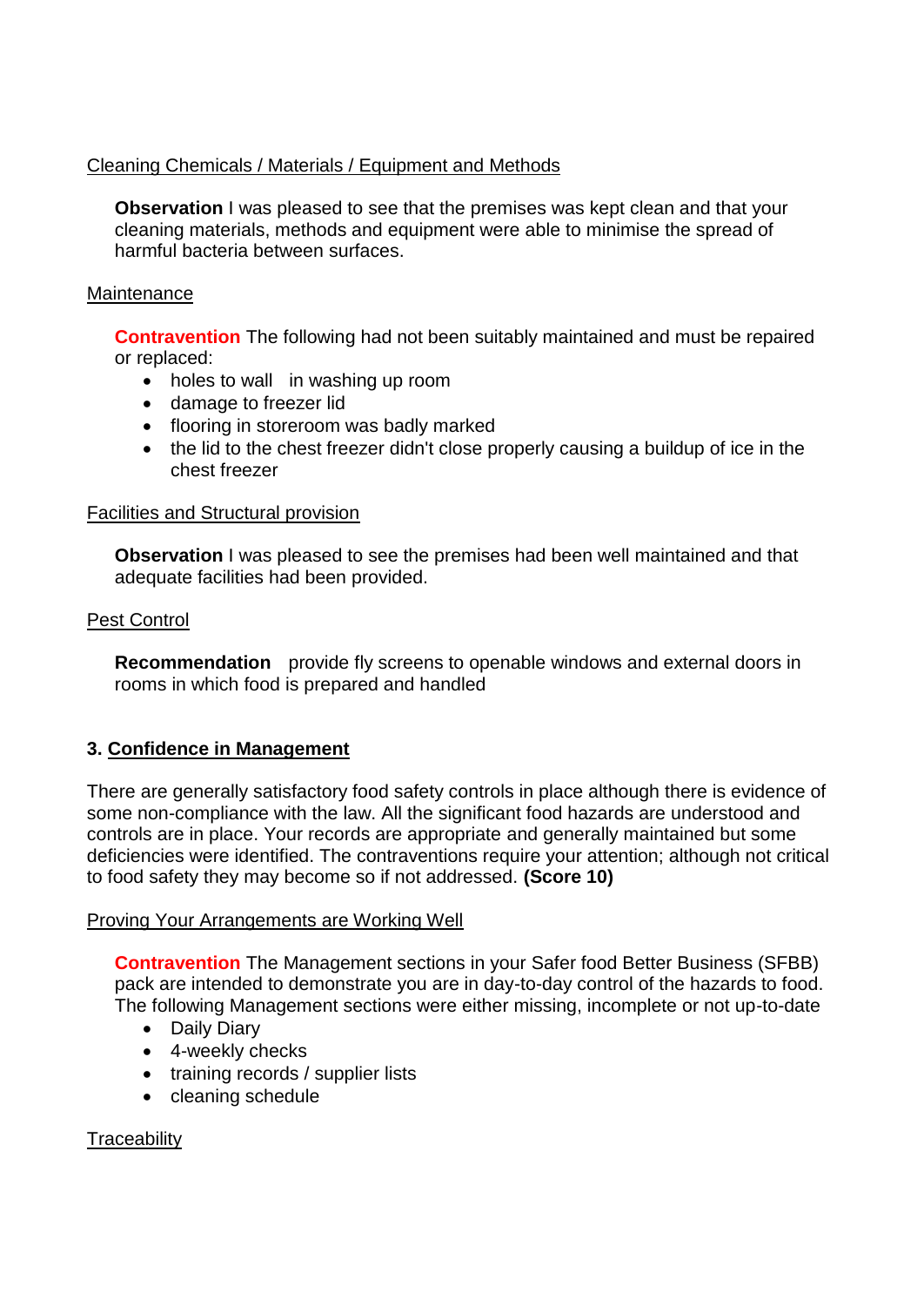Cleaning Chemicals / Materials / Equipment and Methods

**Observation** I was pleased to see that the premises was kept clean and that your cleaning materials, methods and equipment were able to minimise the spread of harmful bacteria between surfaces.

Maintenance

**Contravention** The following had not been suitably maintained and must be repaired or replaced:

- holes to wall in washing up room
- damage to freezer lid
- flooring in storeroom was badly marked
- the lid to the chest freezer didn't close properly causing a buildup of ice in the chest freezer

Facilities and Structural provision

**Observation** I was pleased to see the premises had been well maintained and that adequate facilities had been provided.

Pest Control

**Recommendation** provide fly screens to openable windows and external doors in rooms in which food is prepared and handled

### 3. Confidence in Management

There are generally satisfactory food safety controls in place although there is evidence of some non-compliance with the law. All the significant food hazards are understood and controls are in place. Your records are appropriate and generally maintained but some deficiencies were identified. The contraventions require your attention; although not critical to food safety they may become so if not addressed. **(Score 10)**

Proving Your Arrangements are Working Well

**Contravention** The Management sections in your Safer food Better Business (SFBB) pack are intended to demonstrate you are in day-to-day control of the hazards to food. The following Management sections were either missing, incomplete or not up-to-date

- Daily Diary
- 4-weekly checks
- training records / supplier lists
- cleaning schedule

Traceability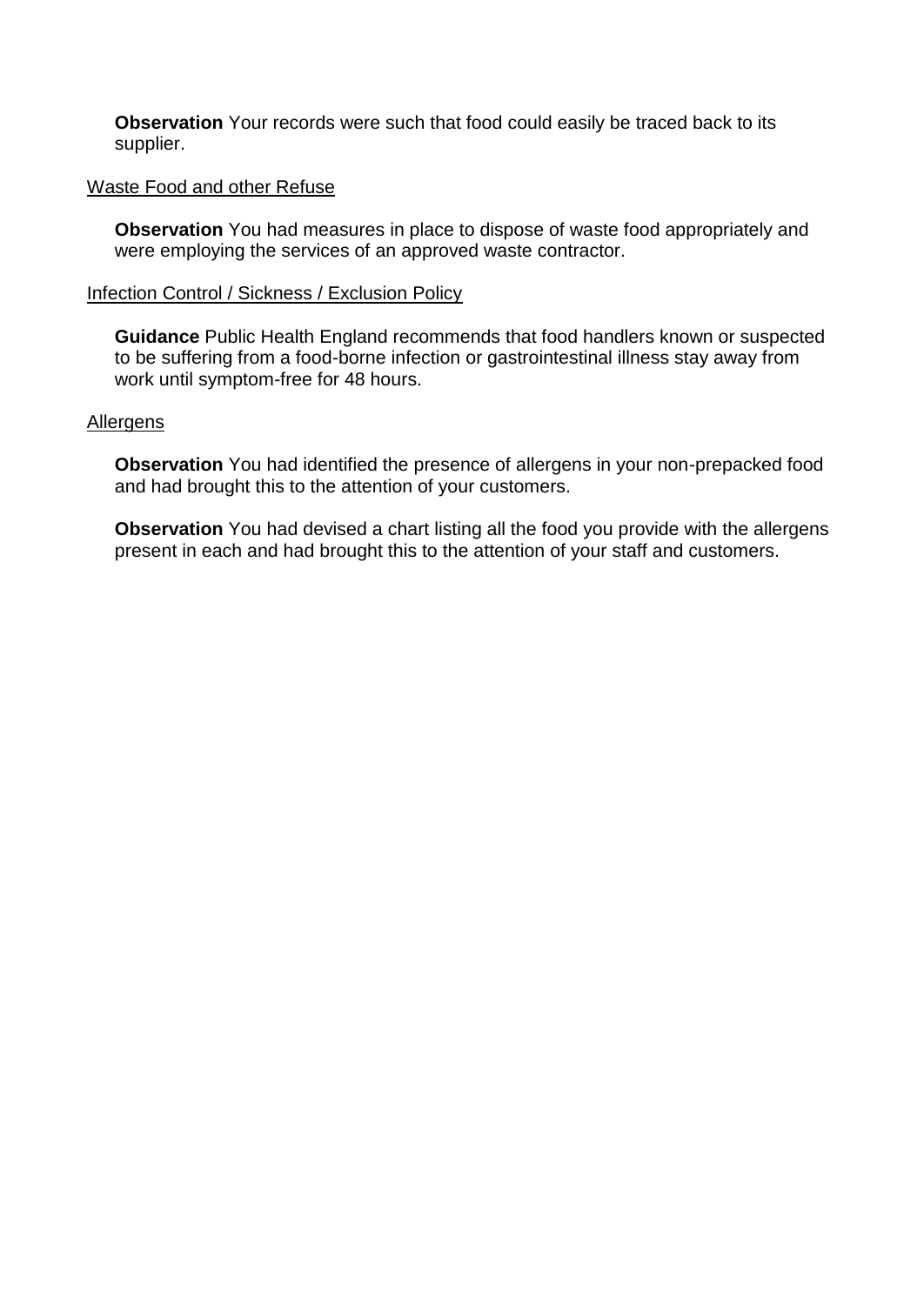**Observation** Your records were such that food could easily be traced back to its supplier.

Waste Food and other Refuse

**Observation** You had measures in place to dispose of waste food appropriately and were employing the services of an approved waste contractor.

Infection Control / Sickness / Exclusion Policy

**Guidance** Public Health England recommends that food handlers known or suspected to be suffering from a food-borne infection or gastrointestinal illness stay away from work until symptom-free for 48 hours.

Allergens

**Observation** You had identified the presence of allergens in your non-prepacked food and had brought this to the attention of your customers.

**Observation** You had devised a chart listing all the food you provide with the allergens present in each and had brought this to the attention of your staff and customers.